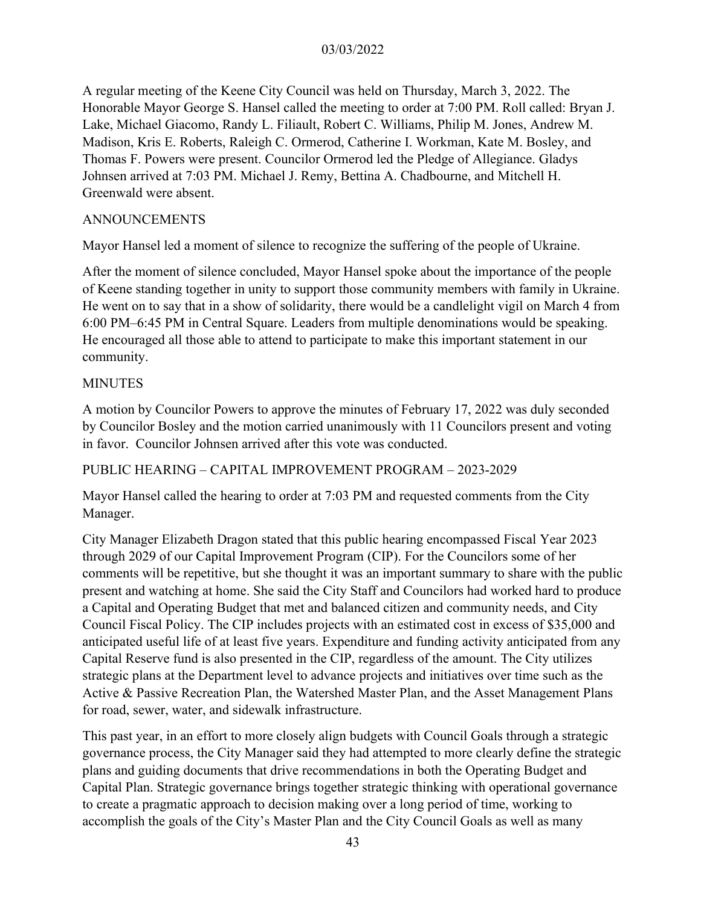A regular meeting of the Keene City Council was held on Thursday, March 3, 2022. The Honorable Mayor George S. Hansel called the meeting to order at 7:00 PM. Roll called: Bryan J. Lake, Michael Giacomo, Randy L. Filiault, Robert C. Williams, Philip M. Jones, Andrew M. Madison, Kris E. Roberts, Raleigh C. Ormerod, Catherine I. Workman, Kate M. Bosley, and Thomas F. Powers were present. Councilor Ormerod led the Pledge of Allegiance. Gladys Johnsen arrived at 7:03 PM. Michael J. Remy, Bettina A. Chadbourne, and Mitchell H. Greenwald were absent.

## ANNOUNCEMENTS

Mayor Hansel led a moment of silence to recognize the suffering of the people of Ukraine.

After the moment of silence concluded, Mayor Hansel spoke about the importance of the people of Keene standing together in unity to support those community members with family in Ukraine. He went on to say that in a show of solidarity, there would be a candlelight vigil on March 4 from 6:00 PM–6:45 PM in Central Square. Leaders from multiple denominations would be speaking. He encouraged all those able to attend to participate to make this important statement in our community.

## MINUTES

A motion by Councilor Powers to approve the minutes of February 17, 2022 was duly seconded by Councilor Bosley and the motion carried unanimously with 11 Councilors present and voting in favor. Councilor Johnsen arrived after this vote was conducted.

## PUBLIC HEARING – CAPITAL IMPROVEMENT PROGRAM – 2023-2029

Mayor Hansel called the hearing to order at 7:03 PM and requested comments from the City Manager.

City Manager Elizabeth Dragon stated that this public hearing encompassed Fiscal Year 2023 through 2029 of our Capital Improvement Program (CIP). For the Councilors some of her comments will be repetitive, but she thought it was an important summary to share with the public present and watching at home. She said the City Staff and Councilors had worked hard to produce a Capital and Operating Budget that met and balanced citizen and community needs, and City Council Fiscal Policy. The CIP includes projects with an estimated cost in excess of $35,000 and anticipated useful life of at least five years. Expenditure and funding activity anticipated from any Capital Reserve fund is also presented in the CIP, regardless of the amount. The City utilizes strategic plans at the Department level to advance projects and initiatives over time such as the Active & Passive Recreation Plan, the Watershed Master Plan, and the Asset Management Plans for road, sewer, water, and sidewalk infrastructure.

This past year, in an effort to more closely align budgets with Council Goals through a strategic governance process, the City Manager said they had attempted to more clearly define the strategic plans and guiding documents that drive recommendations in both the Operating Budget and Capital Plan. Strategic governance brings together strategic thinking with operational governance to create a pragmatic approach to decision making over a long period of time, working to accomplish the goals of the City's Master Plan and the City Council Goals as well as many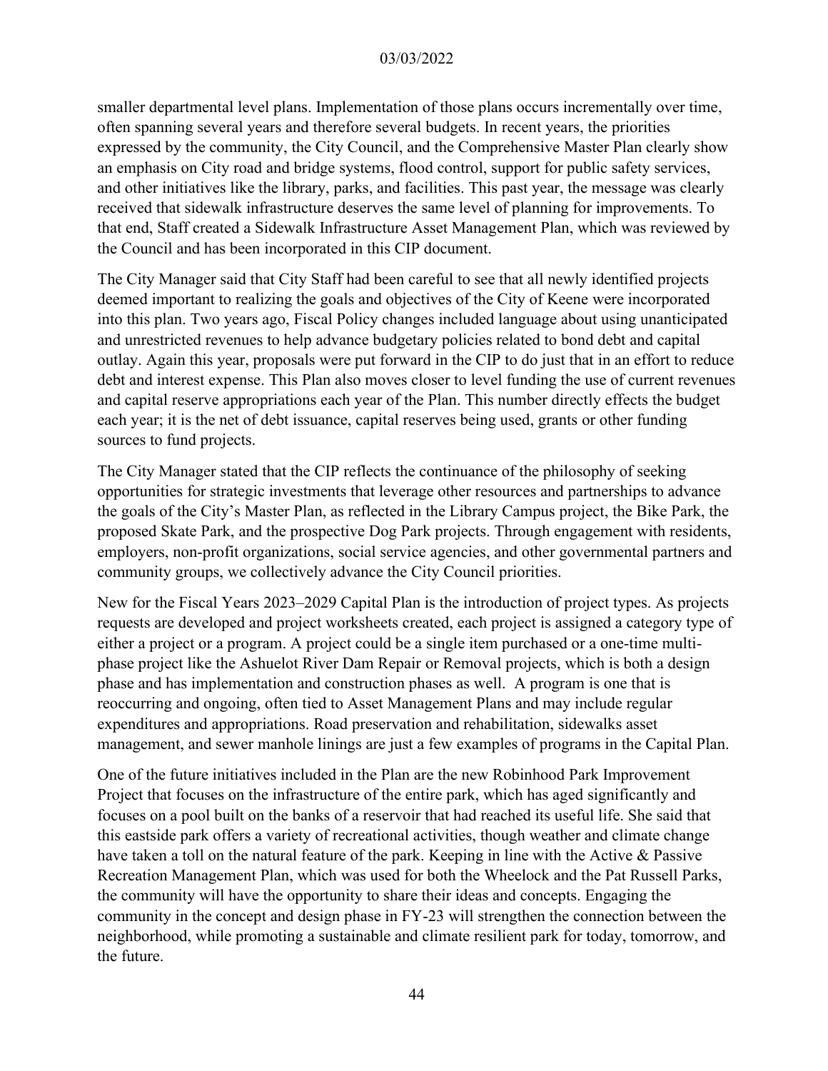smaller departmental level plans. Implementation of those plans occurs incrementally over time, often spanning several years and therefore several budgets. In recent years, the priorities expressed by the community, the City Council, and the Comprehensive Master Plan clearly show an emphasis on City road and bridge systems, flood control, support for public safety services, and other initiatives like the library, parks, and facilities. This past year, the message was clearly received that sidewalk infrastructure deserves the same level of planning for improvements. To that end, Staff created a Sidewalk Infrastructure Asset Management Plan, which was reviewed by the Council and has been incorporated in this CIP document.

The City Manager said that City Staff had been careful to see that all newly identified projects deemed important to realizing the goals and objectives of the City of Keene were incorporated into this plan. Two years ago, Fiscal Policy changes included language about using unanticipated and unrestricted revenues to help advance budgetary policies related to bond debt and capital outlay. Again this year, proposals were put forward in the CIP to do just that in an effort to reduce debt and interest expense. This Plan also moves closer to level funding the use of current revenues and capital reserve appropriations each year of the Plan. This number directly effects the budget each year; it is the net of debt issuance, capital reserves being used, grants or other funding sources to fund projects.

The City Manager stated that the CIP reflects the continuance of the philosophy of seeking opportunities for strategic investments that leverage other resources and partnerships to advance the goals of the City's Master Plan, as reflected in the Library Campus project, the Bike Park, the proposed Skate Park, and the prospective Dog Park projects. Through engagement with residents, employers, non-profit organizations, social service agencies, and other governmental partners and community groups, we collectively advance the City Council priorities.

New for the Fiscal Years 2023–2029 Capital Plan is the introduction of project types. As projects requests are developed and project worksheets created, each project is assigned a category type of either a project or a program. A project could be a single item purchased or a one-time multi-phase project like the Ashuelot River Dam Repair or Removal projects, which is both a design phase and has implementation and construction phases as well. A program is one that is reoccurring and ongoing, often tied to Asset Management Plans and may include regular expenditures and appropriations. Road preservation and rehabilitation, sidewalks asset management, and sewer manhole linings are just a few examples of programs in the Capital Plan.

One of the future initiatives included in the Plan are the new Robinhood Park Improvement Project that focuses on the infrastructure of the entire park, which has aged significantly and focuses on a pool built on the banks of a reservoir that had reached its useful life. She said that this eastside park offers a variety of recreational activities, though weather and climate change have taken a toll on the natural feature of the park. Keeping in line with the Active & Passive Recreation Management Plan, which was used for both the Wheelock and the Pat Russell Parks, the community will have the opportunity to share their ideas and concepts. Engaging the community in the concept and design phase in FY-23 will strengthen the connection between the neighborhood, while promoting a sustainable and climate resilient park for today, tomorrow, and the future.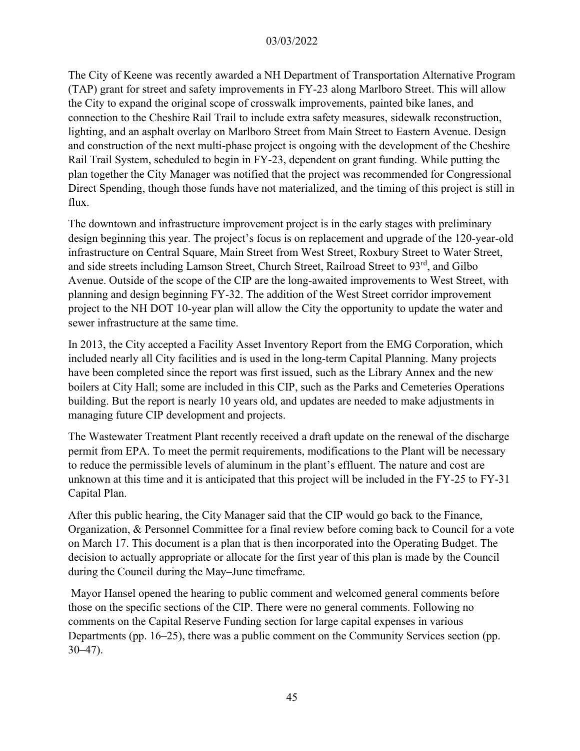The City of Keene was recently awarded a NH Department of Transportation Alternative Program (TAP) grant for street and safety improvements in FY-23 along Marlboro Street. This will allow the City to expand the original scope of crosswalk improvements, painted bike lanes, and connection to the Cheshire Rail Trail to include extra safety measures, sidewalk reconstruction, lighting, and an asphalt overlay on Marlboro Street from Main Street to Eastern Avenue. Design and construction of the next multi-phase project is ongoing with the development of the Cheshire Rail Trail System, scheduled to begin in FY-23, dependent on grant funding. While putting the plan together the City Manager was notified that the project was recommended for Congressional Direct Spending, though those funds have not materialized, and the timing of this project is still in flux.

The downtown and infrastructure improvement project is in the early stages with preliminary design beginning this year. The project's focus is on replacement and upgrade of the 120-year-old infrastructure on Central Square, Main Street from West Street, Roxbury Street to Water Street, and side streets including Lamson Street, Church Street, Railroad Street to 93rd, and Gilbo Avenue. Outside of the scope of the CIP are the long-awaited improvements to West Street, with planning and design beginning FY-32. The addition of the West Street corridor improvement project to the NH DOT 10-year plan will allow the City the opportunity to update the water and sewer infrastructure at the same time.

In 2013, the City accepted a Facility Asset Inventory Report from the EMG Corporation, which included nearly all City facilities and is used in the long-term Capital Planning. Many projects have been completed since the report was first issued, such as the Library Annex and the new boilers at City Hall; some are included in this CIP, such as the Parks and Cemeteries Operations building. But the report is nearly 10 years old, and updates are needed to make adjustments in managing future CIP development and projects.

The Wastewater Treatment Plant recently received a draft update on the renewal of the discharge permit from EPA. To meet the permit requirements, modifications to the Plant will be necessary to reduce the permissible levels of aluminum in the plant's effluent. The nature and cost are unknown at this time and it is anticipated that this project will be included in the FY-25 to FY-31 Capital Plan.

After this public hearing, the City Manager said that the CIP would go back to the Finance, Organization, & Personnel Committee for a final review before coming back to Council for a vote on March 17. This document is a plan that is then incorporated into the Operating Budget. The decision to actually appropriate or allocate for the first year of this plan is made by the Council during the Council during the May–June timeframe.

Mayor Hansel opened the hearing to public comment and welcomed general comments before those on the specific sections of the CIP. There were no general comments. Following no comments on the Capital Reserve Funding section for large capital expenses in various Departments (pp. 16–25), there was a public comment on the Community Services section (pp. 30–47).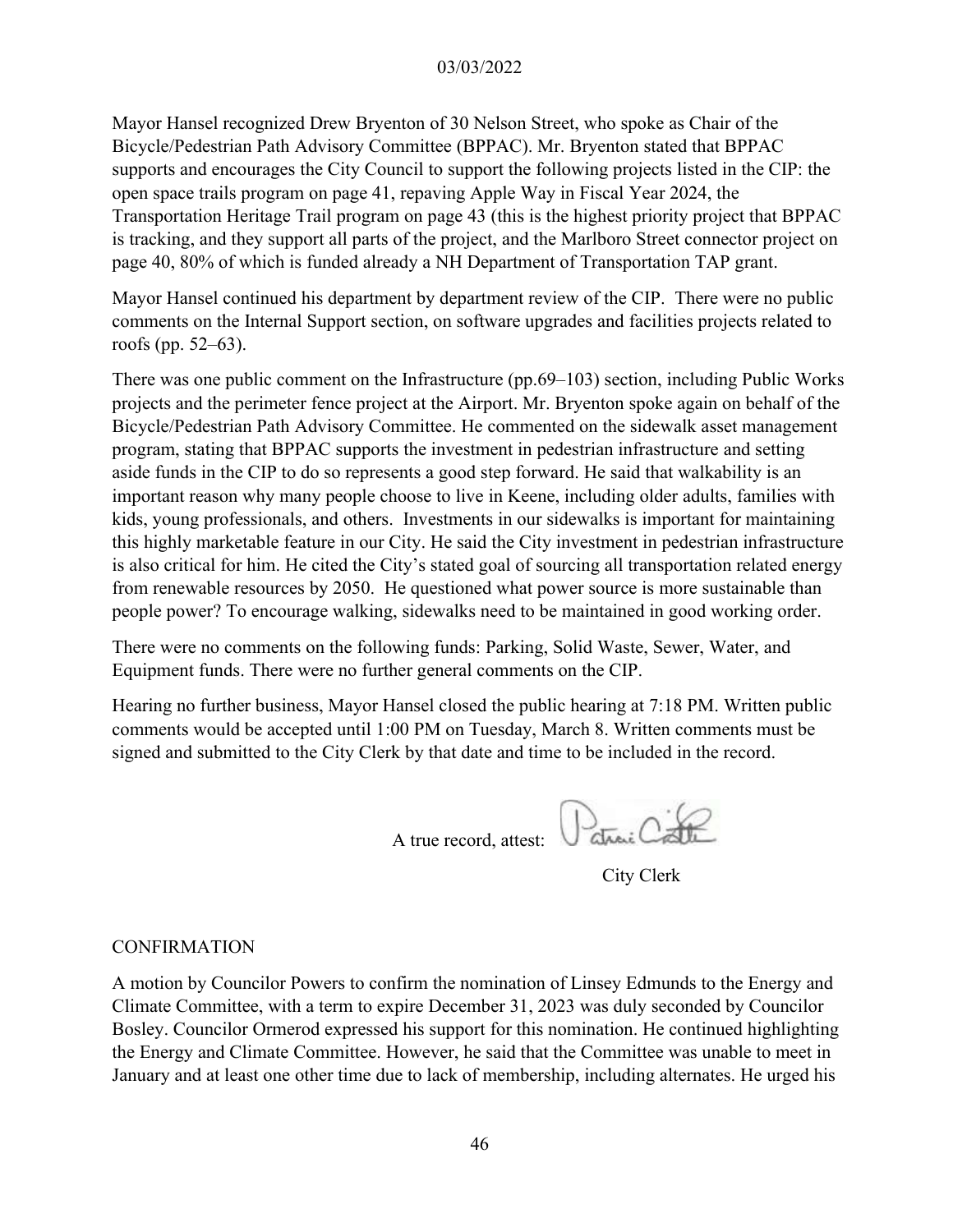Mayor Hansel recognized Drew Bryenton of 30 Nelson Street, who spoke as Chair of the Bicycle/Pedestrian Path Advisory Committee (BPPAC). Mr. Bryenton stated that BPPAC supports and encourages the City Council to support the following projects listed in the CIP: the open space trails program on page 41, repaving Apple Way in Fiscal Year 2024, the Transportation Heritage Trail program on page 43 (this is the highest priority project that BPPAC is tracking, and they support all parts of the project, and the Marlboro Street connector project on page 40, 80% of which is funded already a NH Department of Transportation TAP grant.

Mayor Hansel continued his department by department review of the CIP. There were no public comments on the Internal Support section, on software upgrades and facilities projects related to roofs (pp. 52–63).

There was one public comment on the Infrastructure (pp.69–103) section, including Public Works projects and the perimeter fence project at the Airport. Mr. Bryenton spoke again on behalf of the Bicycle/Pedestrian Path Advisory Committee. He commented on the sidewalk asset management program, stating that BPPAC supports the investment in pedestrian infrastructure and setting aside funds in the CIP to do so represents a good step forward. He said that walkability is an important reason why many people choose to live in Keene, including older adults, families with kids, young professionals, and others. Investments in our sidewalks is important for maintaining this highly marketable feature in our City. He said the City investment in pedestrian infrastructure is also critical for him. He cited the City's stated goal of sourcing all transportation related energy from renewable resources by 2050. He questioned what power source is more sustainable than people power? To encourage walking, sidewalks need to be maintained in good working order.

There were no comments on the following funds: Parking, Solid Waste, Sewer, Water, and Equipment funds. There were no further general comments on the CIP.

Hearing no further business, Mayor Hansel closed the public hearing at 7:18 PM. Written public comments would be accepted until 1:00 PM on Tuesday, March 8. Written comments must be signed and submitted to the City Clerk by that date and time to be included in the record.

A true record, attest: Patricia Little

City Clerk

CONFIRMATION

A motion by Councilor Powers to confirm the nomination of Linsey Edmunds to the Energy and Climate Committee, with a term to expire December 31, 2023 was duly seconded by Councilor Bosley. Councilor Ormerod expressed his support for this nomination. He continued highlighting the Energy and Climate Committee. However, he said that the Committee was unable to meet in January and at least one other time due to lack of membership, including alternates. He urged his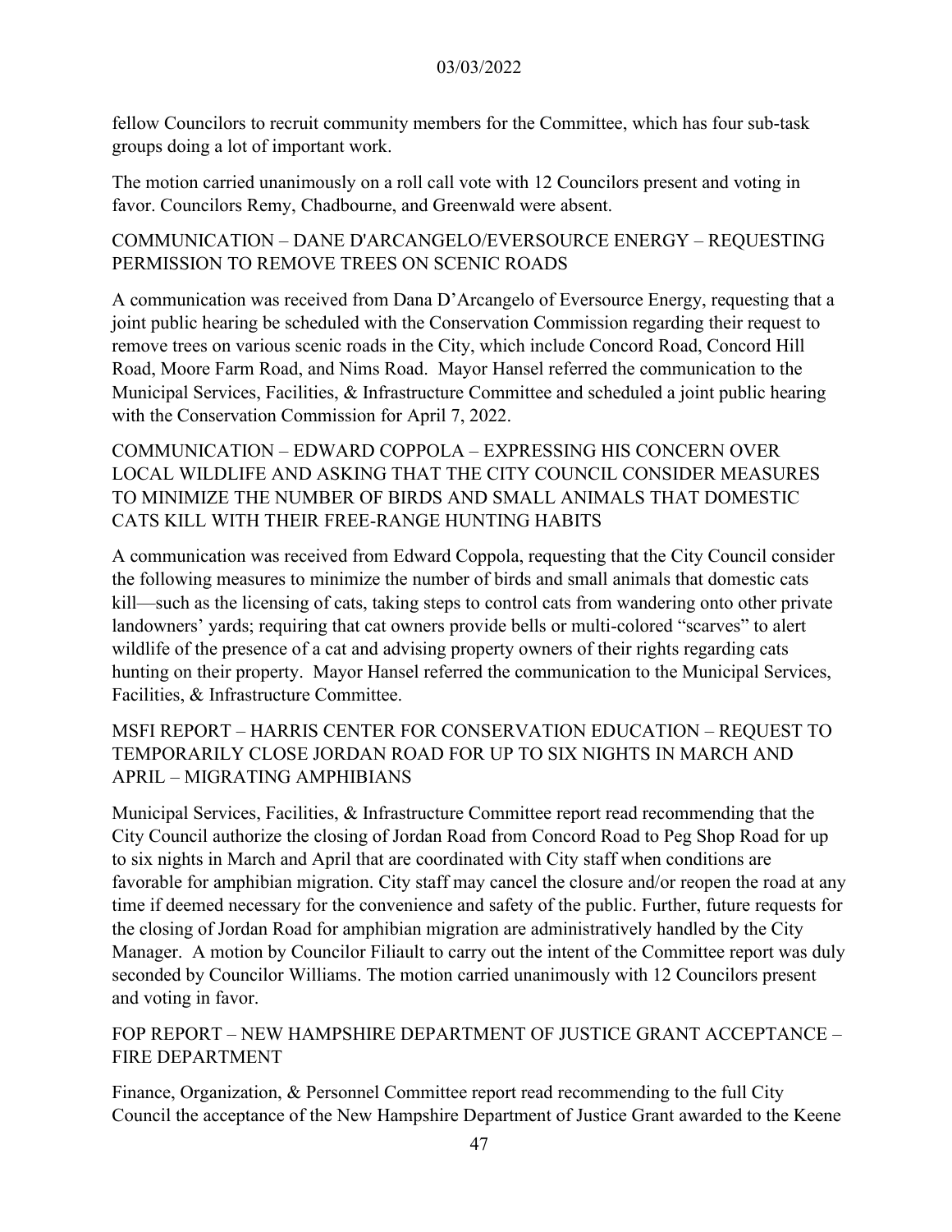fellow Councilors to recruit community members for the Committee, which has four sub-task groups doing a lot of important work.

The motion carried unanimously on a roll call vote with 12 Councilors present and voting in favor. Councilors Remy, Chadbourne, and Greenwald were absent.

## COMMUNICATION – DANE D'ARCANGELO/EVERSOURCE ENERGY – REQUESTING PERMISSION TO REMOVE TREES ON SCENIC ROADS

A communication was received from Dana D'Arcangelo of Eversource Energy, requesting that a joint public hearing be scheduled with the Conservation Commission regarding their request to remove trees on various scenic roads in the City, which include Concord Road, Concord Hill Road, Moore Farm Road, and Nims Road. Mayor Hansel referred the communication to the Municipal Services, Facilities, & Infrastructure Committee and scheduled a joint public hearing with the Conservation Commission for April 7, 2022.

## COMMUNICATION – EDWARD COPPOLA – EXPRESSING HIS CONCERN OVER LOCAL WILDLIFE AND ASKING THAT THE CITY COUNCIL CONSIDER MEASURES TO MINIMIZE THE NUMBER OF BIRDS AND SMALL ANIMALS THAT DOMESTIC CATS KILL WITH THEIR FREE-RANGE HUNTING HABITS

A communication was received from Edward Coppola, requesting that the City Council consider the following measures to minimize the number of birds and small animals that domestic cats kill—such as the licensing of cats, taking steps to control cats from wandering onto other private landowners' yards; requiring that cat owners provide bells or multi-colored "scarves" to alert wildlife of the presence of a cat and advising property owners of their rights regarding cats hunting on their property. Mayor Hansel referred the communication to the Municipal Services, Facilities, & Infrastructure Committee.

## MSFI REPORT – HARRIS CENTER FOR CONSERVATION EDUCATION – REQUEST TO TEMPORARILY CLOSE JORDAN ROAD FOR UP TO SIX NIGHTS IN MARCH AND APRIL – MIGRATING AMPHIBIANS

Municipal Services, Facilities, & Infrastructure Committee report read recommending that the City Council authorize the closing of Jordan Road from Concord Road to Peg Shop Road for up to six nights in March and April that are coordinated with City staff when conditions are favorable for amphibian migration. City staff may cancel the closure and/or reopen the road at any time if deemed necessary for the convenience and safety of the public. Further, future requests for the closing of Jordan Road for amphibian migration are administratively handled by the City Manager. A motion by Councilor Filiault to carry out the intent of the Committee report was duly seconded by Councilor Williams. The motion carried unanimously with 12 Councilors present and voting in favor.

## FOP REPORT – NEW HAMPSHIRE DEPARTMENT OF JUSTICE GRANT ACCEPTANCE – FIRE DEPARTMENT

Finance, Organization, & Personnel Committee report read recommending to the full City Council the acceptance of the New Hampshire Department of Justice Grant awarded to the Keene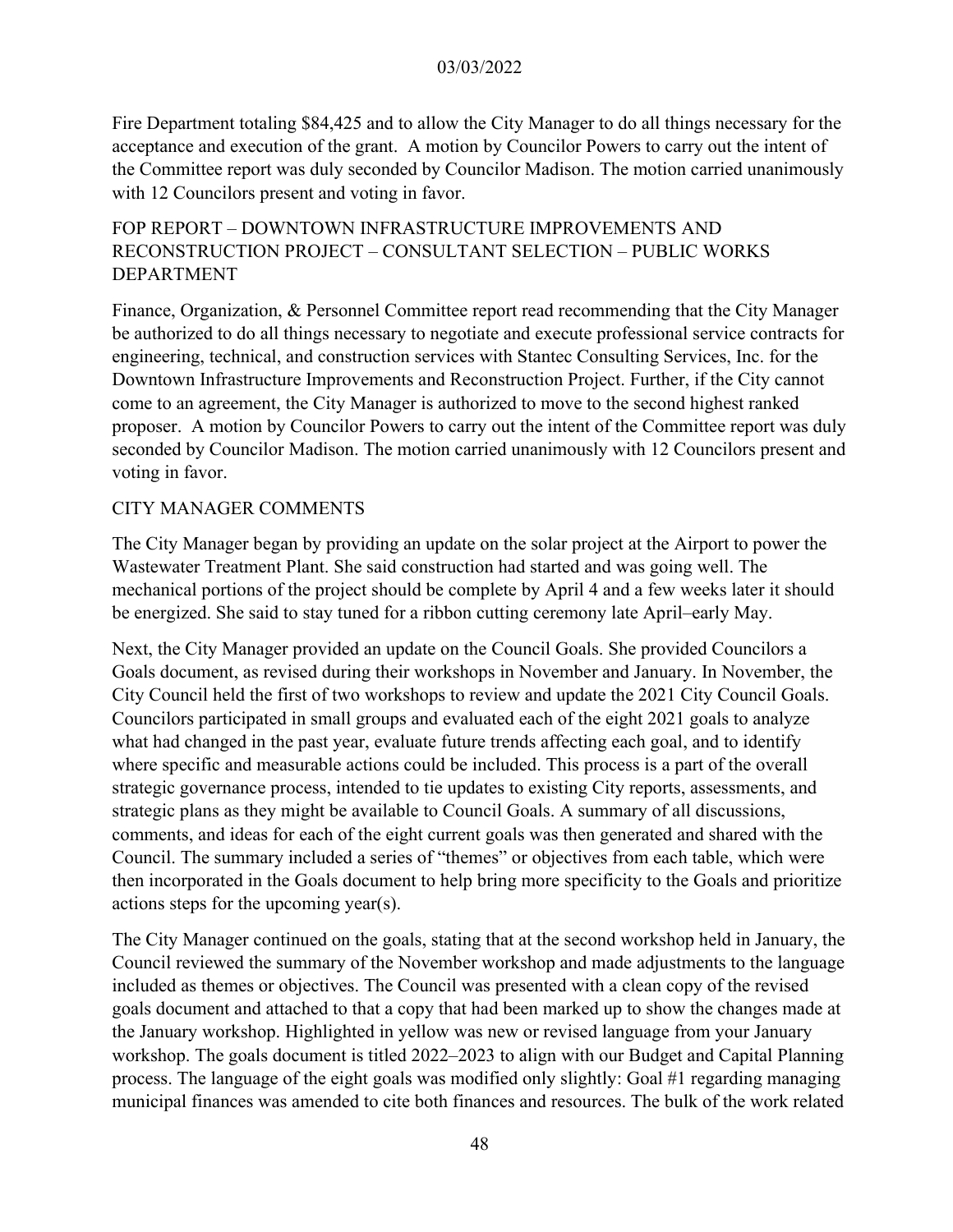Fire Department totaling $84,425 and to allow the City Manager to do all things necessary for the acceptance and execution of the grant. A motion by Councilor Powers to carry out the intent of the Committee report was duly seconded by Councilor Madison. The motion carried unanimously with 12 Councilors present and voting in favor.

## FOP REPORT – DOWNTOWN INFRASTRUCTURE IMPROVEMENTS AND RECONSTRUCTION PROJECT – CONSULTANT SELECTION – PUBLIC WORKS DEPARTMENT

Finance, Organization, & Personnel Committee report read recommending that the City Manager be authorized to do all things necessary to negotiate and execute professional service contracts for engineering, technical, and construction services with Stantec Consulting Services, Inc. for the Downtown Infrastructure Improvements and Reconstruction Project. Further, if the City cannot come to an agreement, the City Manager is authorized to move to the second highest ranked proposer. A motion by Councilor Powers to carry out the intent of the Committee report was duly seconded by Councilor Madison. The motion carried unanimously with 12 Councilors present and voting in favor.

## CITY MANAGER COMMENTS

The City Manager began by providing an update on the solar project at the Airport to power the Wastewater Treatment Plant. She said construction had started and was going well. The mechanical portions of the project should be complete by April 4 and a few weeks later it should be energized. She said to stay tuned for a ribbon cutting ceremony late April–early May.

Next, the City Manager provided an update on the Council Goals. She provided Councilors a Goals document, as revised during their workshops in November and January. In November, the City Council held the first of two workshops to review and update the 2021 City Council Goals. Councilors participated in small groups and evaluated each of the eight 2021 goals to analyze what had changed in the past year, evaluate future trends affecting each goal, and to identify where specific and measurable actions could be included. This process is a part of the overall strategic governance process, intended to tie updates to existing City reports, assessments, and strategic plans as they might be available to Council Goals. A summary of all discussions, comments, and ideas for each of the eight current goals was then generated and shared with the Council. The summary included a series of "themes" or objectives from each table, which were then incorporated in the Goals document to help bring more specificity to the Goals and prioritize actions steps for the upcoming year(s).

The City Manager continued on the goals, stating that at the second workshop held in January, the Council reviewed the summary of the November workshop and made adjustments to the language included as themes or objectives. The Council was presented with a clean copy of the revised goals document and attached to that a copy that had been marked up to show the changes made at the January workshop. Highlighted in yellow was new or revised language from your January workshop. The goals document is titled 2022–2023 to align with our Budget and Capital Planning process. The language of the eight goals was modified only slightly: Goal #1 regarding managing municipal finances was amended to cite both finances and resources. The bulk of the work related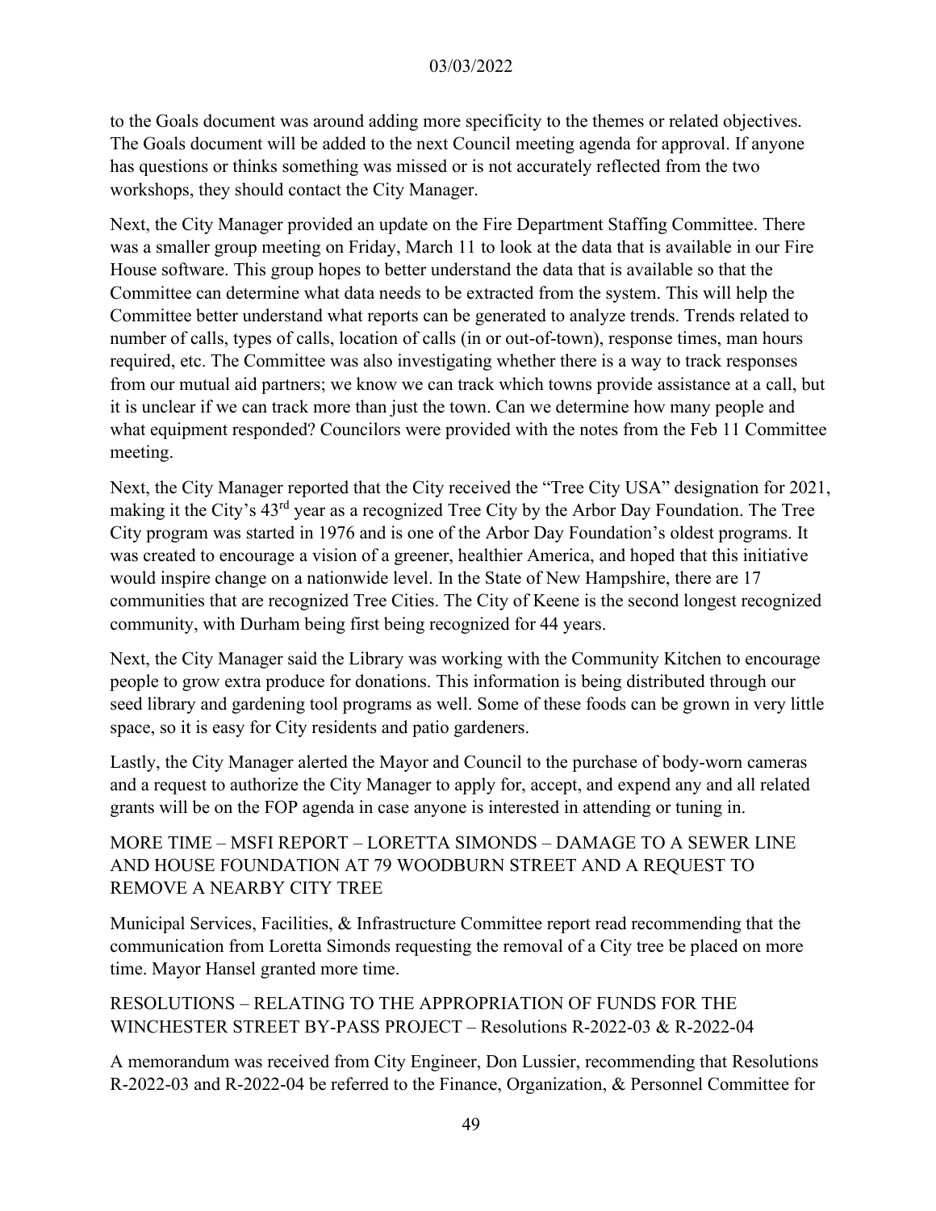to the Goals document was around adding more specificity to the themes or related objectives. The Goals document will be added to the next Council meeting agenda for approval. If anyone has questions or thinks something was missed or is not accurately reflected from the two workshops, they should contact the City Manager.

Next, the City Manager provided an update on the Fire Department Staffing Committee. There was a smaller group meeting on Friday, March 11 to look at the data that is available in our Fire House software. This group hopes to better understand the data that is available so that the Committee can determine what data needs to be extracted from the system. This will help the Committee better understand what reports can be generated to analyze trends. Trends related to number of calls, types of calls, location of calls (in or out-of-town), response times, man hours required, etc. The Committee was also investigating whether there is a way to track responses from our mutual aid partners; we know we can track which towns provide assistance at a call, but it is unclear if we can track more than just the town. Can we determine how many people and what equipment responded? Councilors were provided with the notes from the Feb 11 Committee meeting.

Next, the City Manager reported that the City received the "Tree City USA" designation for 2021, making it the City's 43rd year as a recognized Tree City by the Arbor Day Foundation. The Tree City program was started in 1976 and is one of the Arbor Day Foundation's oldest programs. It was created to encourage a vision of a greener, healthier America, and hoped that this initiative would inspire change on a nationwide level. In the State of New Hampshire, there are 17 communities that are recognized Tree Cities. The City of Keene is the second longest recognized community, with Durham being first being recognized for 44 years.

Next, the City Manager said the Library was working with the Community Kitchen to encourage people to grow extra produce for donations. This information is being distributed through our seed library and gardening tool programs as well. Some of these foods can be grown in very little space, so it is easy for City residents and patio gardeners.

Lastly, the City Manager alerted the Mayor and Council to the purchase of body-worn cameras and a request to authorize the City Manager to apply for, accept, and expend any and all related grants will be on the FOP agenda in case anyone is interested in attending or tuning in.

MORE TIME – MSFI REPORT – LORETTA SIMONDS – DAMAGE TO A SEWER LINE AND HOUSE FOUNDATION AT 79 WOODBURN STREET AND A REQUEST TO REMOVE A NEARBY CITY TREE

Municipal Services, Facilities, & Infrastructure Committee report read recommending that the communication from Loretta Simonds requesting the removal of a City tree be placed on more time. Mayor Hansel granted more time.

RESOLUTIONS – RELATING TO THE APPROPRIATION OF FUNDS FOR THE WINCHESTER STREET BY-PASS PROJECT – Resolutions R-2022-03 & R-2022-04

A memorandum was received from City Engineer, Don Lussier, recommending that Resolutions R-2022-03 and R-2022-04 be referred to the Finance, Organization, & Personnel Committee for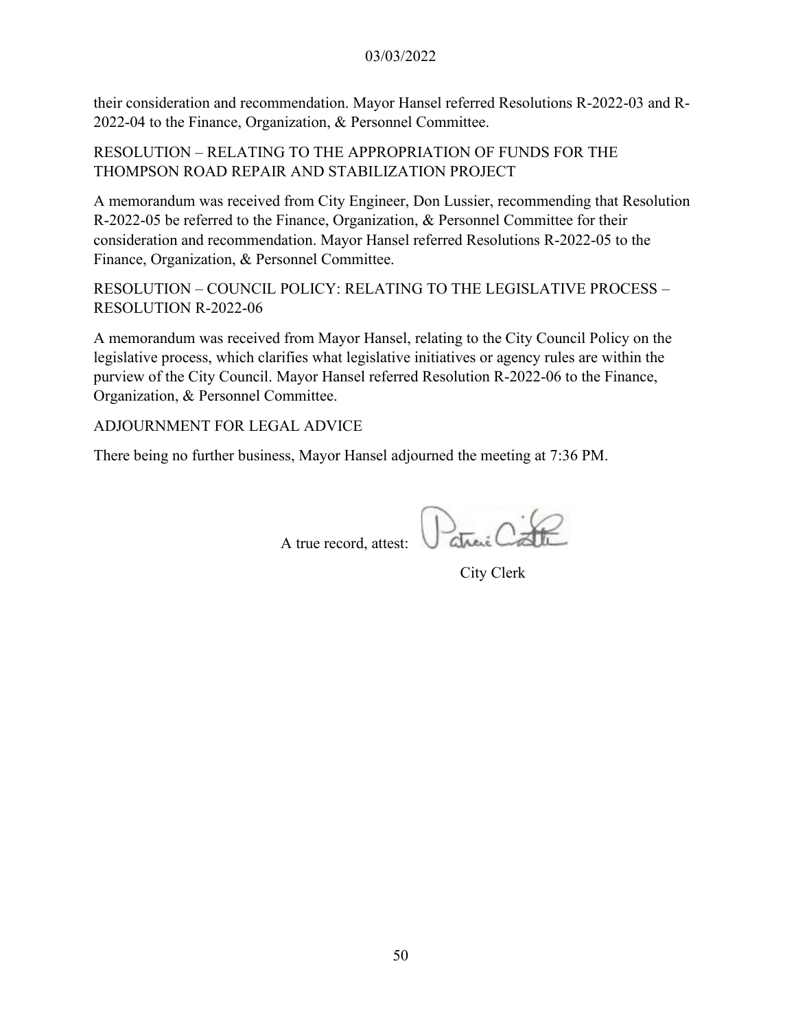their consideration and recommendation. Mayor Hansel referred Resolutions R-2022-03 and R-2022-04 to the Finance, Organization, & Personnel Committee.

RESOLUTION – RELATING TO THE APPROPRIATION OF FUNDS FOR THE THOMPSON ROAD REPAIR AND STABILIZATION PROJECT

A memorandum was received from City Engineer, Don Lussier, recommending that Resolution R-2022-05 be referred to the Finance, Organization, & Personnel Committee for their consideration and recommendation. Mayor Hansel referred Resolutions R-2022-05 to the Finance, Organization, & Personnel Committee.

RESOLUTION – COUNCIL POLICY: RELATING TO THE LEGISLATIVE PROCESS – RESOLUTION R-2022-06

A memorandum was received from Mayor Hansel, relating to the City Council Policy on the legislative process, which clarifies what legislative initiatives or agency rules are within the purview of the City Council. Mayor Hansel referred Resolution R-2022-06 to the Finance, Organization, & Personnel Committee.

ADJOURNMENT FOR LEGAL ADVICE

There being no further business, Mayor Hansel adjourned the meeting at 7:36 PM.

A true record, attest:

City Clerk